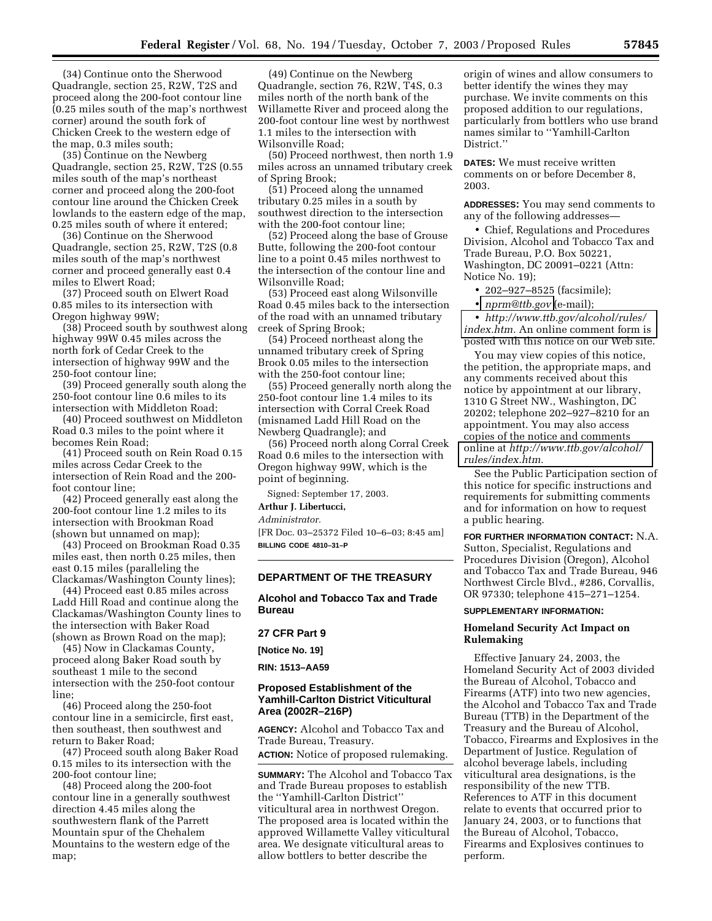(34) Continue onto the Sherwood Quadrangle, section 25, R2W, T2S and proceed along the 200-foot contour line (0.25 miles south of the map's northwest corner) around the south fork of Chicken Creek to the western edge of the map, 0.3 miles south;

(35) Continue on the Newberg Quadrangle, section 25, R2W, T2S (0.55 miles south of the map's northeast corner and proceed along the 200-foot contour line around the Chicken Creek lowlands to the eastern edge of the map, 0.25 miles south of where it entered;

(36) Continue on the Sherwood Quadrangle, section 25, R2W, T2S (0.8 miles south of the map's northwest corner and proceed generally east 0.4 miles to Elwert Road;

(37) Proceed south on Elwert Road 0.85 miles to its intersection with Oregon highway 99W;

(38) Proceed south by southwest along highway 99W 0.45 miles across the north fork of Cedar Creek to the intersection of highway 99W and the 250-foot contour line;

(39) Proceed generally south along the 250-foot contour line 0.6 miles to its intersection with Middleton Road;

(40) Proceed southwest on Middleton Road 0.3 miles to the point where it becomes Rein Road;

(41) Proceed south on Rein Road 0.15 miles across Cedar Creek to the intersection of Rein Road and the 200-foot contour line;

(42) Proceed generally east along the 200-foot contour line 1.2 miles to its intersection with Brookman Road (shown but unnamed on map);

(43) Proceed on Brookman Road 0.35 miles east, then north 0.25 miles, then east 0.15 miles (paralleling the Clackamas/Washington County lines);

(44) Proceed east 0.85 miles across Ladd Hill Road and continue along the Clackamas/Washington County lines to the intersection with Baker Road (shown as Brown Road on the map);

(45) Now in Clackamas County, proceed along Baker Road south by southeast 1 mile to the second intersection with the 250-foot contour line;

(46) Proceed along the 250-foot contour line in a semicircle, first east, then southeast, then southwest and return to Baker Road;

(47) Proceed south along Baker Road 0.15 miles to its intersection with the 200-foot contour line;

(48) Proceed along the 200-foot contour line in a generally southwest direction 4.45 miles along the southwestern flank of the Parrett Mountain spur of the Chehalem Mountains to the western edge of the map;

(49) Continue on the Newberg Quadrangle, section 76, R2W, T4S, 0.3 miles north of the north bank of the Willamette River and proceed along the 200-foot contour line west by northwest 1.1 miles to the intersection with Wilsonville Road;

(50) Proceed northwest, then north 1.9 miles across an unnamed tributary creek of Spring Brook;

(51) Proceed along the unnamed tributary 0.25 miles in a south by southwest direction to the intersection with the 200-foot contour line;

(52) Proceed along the base of Grouse Butte, following the 200-foot contour line to a point 0.45 miles northwest to the intersection of the contour line and Wilsonville Road;

(53) Proceed east along Wilsonville Road 0.45 miles back to the intersection of the road with an unnamed tributary creek of Spring Brook;

(54) Proceed northeast along the unnamed tributary creek of Spring Brook 0.05 miles to the intersection with the 250-foot contour line;

(55) Proceed generally north along the 250-foot contour line 1.4 miles to its intersection with Corral Creek Road (misnamed Ladd Hill Road on the Newberg Quadrangle); and

(56) Proceed north along Corral Creek Road 0.6 miles to the intersection with Oregon highway 99W, which is the point of beginning.

Signed: September 17, 2003.

**Arthur J. Libertucci,**

*Administrator.*

[FR Doc. 03–25372 Filed 10–6–03; 8:45 am]

**BILLING CODE 4810–31–P**

---

## DEPARTMENT OF THE TREASURY

### Alcohol and Tobacco Tax and Trade Bureau

**27 CFR Part 9**

**[Notice No. 19]**

**RIN: 1513–AA59**

### Proposed Establishment of the Yamhill-Carlton District Viticultural Area (2002R–216P)

**AGENCY:** Alcohol and Tobacco Tax and Trade Bureau, Treasury.

**ACTION:** Notice of proposed rulemaking.

**SUMMARY:** The Alcohol and Tobacco Tax and Trade Bureau proposes to establish the ''Yamhill-Carlton District'' viticultural area in northwest Oregon. The proposed area is located within the approved Willamette Valley viticultural area. We designate viticultural areas to allow bottlers to better describe the origin of wines and allow consumers to better identify the wines they may purchase. We invite comments on this proposed addition to our regulations, particularly from bottlers who use brand names similar to ''Yamhill-Carlton District.''

**DATES:** We must receive written comments on or before December 8, 2003.

**ADDRESSES:** You may send comments to any of the following addresses—

- Chief, Regulations and Procedures Division, Alcohol and Tobacco Tax and Trade Bureau, P.O. Box 50221, Washington, DC 20091–0221 (Attn: Notice No. 19);
- 202–927–8525 (facsimile);
- nprm@ttb.gov (e-mail);
- *http://www.ttb.gov/alcohol/rules/index.htm.* An online comment form is posted with this notice on our Web site.

You may view copies of this notice, the petition, the appropriate maps, and any comments received about this notice by appointment at our library, 1310 G Street NW., Washington, DC 20202; telephone 202–927–8210 for an appointment. You may also access copies of the notice and comments online at *http://www.ttb.gov/alcohol/rules/index.htm.*

See the Public Participation section of this notice for specific instructions and requirements for submitting comments and for information on how to request a public hearing.

**FOR FURTHER INFORMATION CONTACT:** N.A. Sutton, Specialist, Regulations and Procedures Division (Oregon), Alcohol and Tobacco Tax and Trade Bureau, 946 Northwest Circle Blvd., #286, Corvallis, OR 97330; telephone 415–271–1254.

**SUPPLEMENTARY INFORMATION:**

### Homeland Security Act Impact on Rulemaking

Effective January 24, 2003, the Homeland Security Act of 2003 divided the Bureau of Alcohol, Tobacco and Firearms (ATF) into two new agencies, the Alcohol and Tobacco Tax and Trade Bureau (TTB) in the Department of the Treasury and the Bureau of Alcohol, Tobacco, Firearms and Explosives in the Department of Justice. Regulation of alcohol beverage labels, including viticultural area designations, is the responsibility of the new TTB. References to ATF in this document relate to events that occurred prior to January 24, 2003, or to functions that the Bureau of Alcohol, Tobacco, Firearms and Explosives continues to perform.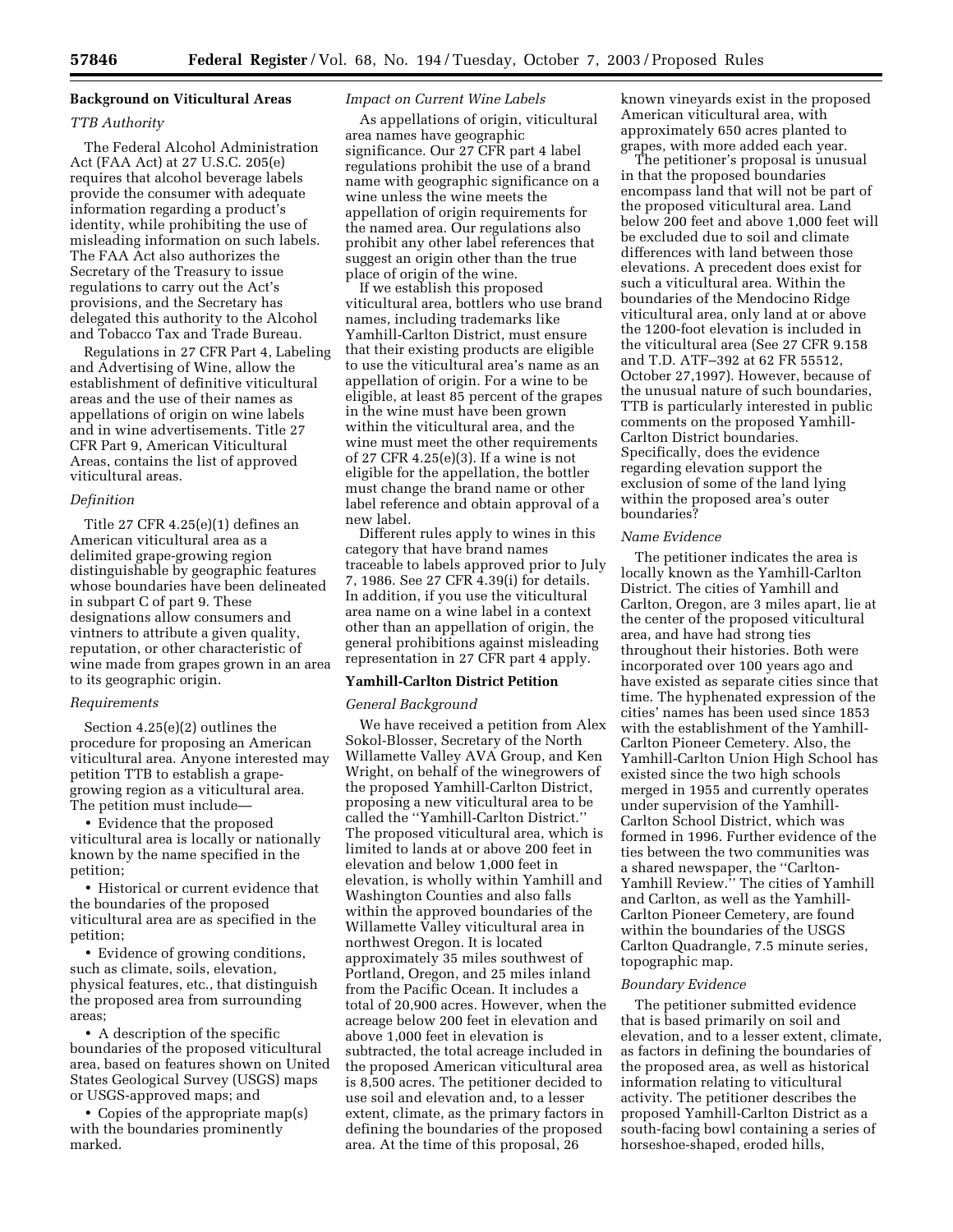## Background on Viticultural Areas

### *TTB Authority*

The Federal Alcohol Administration Act (FAA Act) at 27 U.S.C. 205(e) requires that alcohol beverage labels provide the consumer with adequate information regarding a product's identity, while prohibiting the use of misleading information on such labels. The FAA Act also authorizes the Secretary of the Treasury to issue regulations to carry out the Act's provisions, and the Secretary has delegated this authority to the Alcohol and Tobacco Tax and Trade Bureau.

Regulations in 27 CFR Part 4, Labeling and Advertising of Wine, allow the establishment of definitive viticultural areas and the use of their names as appellations of origin on wine labels and in wine advertisements. Title 27 CFR Part 9, American Viticultural Areas, contains the list of approved viticultural areas.

### *Definition*

Title 27 CFR 4.25(e)(1) defines an American viticultural area as a delimited grape-growing region distinguishable by geographic features whose boundaries have been delineated in subpart C of part 9. These designations allow consumers and vintners to attribute a given quality, reputation, or other characteristic of wine made from grapes grown in an area to its geographic origin.

### *Requirements*

Section 4.25(e)(2) outlines the procedure for proposing an American viticultural area. Anyone interested may petition TTB to establish a grape-growing region as a viticultural area. The petition must include—

- Evidence that the proposed viticultural area is locally or nationally known by the name specified in the petition;
- Historical or current evidence that the boundaries of the proposed viticultural area are as specified in the petition;
- Evidence of growing conditions, such as climate, soils, elevation, physical features, etc., that distinguish the proposed area from surrounding areas;
- A description of the specific boundaries of the proposed viticultural area, based on features shown on United States Geological Survey (USGS) maps or USGS-approved maps; and
- Copies of the appropriate map(s) with the boundaries prominently marked.

### *Impact on Current Wine Labels*

As appellations of origin, viticultural area names have geographic significance. Our 27 CFR part 4 label regulations prohibit the use of a brand name with geographic significance on a wine unless the wine meets the appellation of origin requirements for the named area. Our regulations also prohibit any other label references that suggest an origin other than the true place of origin of the wine.

If we establish this proposed viticultural area, bottlers who use brand names, including trademarks like Yamhill-Carlton District, must ensure that their existing products are eligible to use the viticultural area's name as an appellation of origin. For a wine to be eligible, at least 85 percent of the grapes in the wine must have been grown within the viticultural area, and the wine must meet the other requirements of 27 CFR 4.25(e)(3). If a wine is not eligible for the appellation, the bottler must change the brand name or other label reference and obtain approval of a new label.

Different rules apply to wines in this category that have brand names traceable to labels approved prior to July 7, 1986. See 27 CFR 4.39(i) for details. In addition, if you use the viticultural area name on a wine label in a context other than an appellation of origin, the general prohibitions against misleading representation in 27 CFR part 4 apply.

## Yamhill-Carlton District Petition

### *General Background*

We have received a petition from Alex Sokol-Blosser, Secretary of the North Willamette Valley AVA Group, and Ken Wright, on behalf of the winegrowers of the proposed Yamhill-Carlton District, proposing a new viticultural area to be called the "Yamhill-Carlton District." The proposed viticultural area, which is limited to lands at or above 200 feet in elevation and below 1,000 feet in elevation, is wholly within Yamhill and Washington Counties and also falls within the approved boundaries of the Willamette Valley viticultural area in northwest Oregon. It is located approximately 35 miles southwest of Portland, Oregon, and 25 miles inland from the Pacific Ocean. It includes a total of 20,900 acres. However, when the acreage below 200 feet in elevation and above 1,000 feet in elevation is subtracted, the total acreage included in the proposed American viticultural area is 8,500 acres. The petitioner decided to use soil and elevation and, to a lesser extent, climate, as the primary factors in defining the boundaries of the proposed area. At the time of this proposal, 26 known vineyards exist in the proposed American viticultural area, with approximately 650 acres planted to grapes, with more added each year.

The petitioner's proposal is unusual in that the proposed boundaries encompass land that will not be part of the proposed viticultural area. Land below 200 feet and above 1,000 feet will be excluded due to soil and climate differences with land between those elevations. A precedent does exist for such a viticultural area. Within the boundaries of the Mendocino Ridge viticultural area, only land at or above the 1200-foot elevation is included in the viticultural area (See 27 CFR 9.158 and T.D. ATF–392 at 62 FR 55512, October 27,1997). However, because of the unusual nature of such boundaries, TTB is particularly interested in public comments on the proposed Yamhill-Carlton District boundaries. Specifically, does the evidence regarding elevation support the exclusion of some of the land lying within the proposed area's outer boundaries?

### *Name Evidence*

The petitioner indicates the area is locally known as the Yamhill-Carlton District. The cities of Yamhill and Carlton, Oregon, are 3 miles apart, lie at the center of the proposed viticultural area, and have had strong ties throughout their histories. Both were incorporated over 100 years ago and have existed as separate cities since that time. The hyphenated expression of the cities' names has been used since 1853 with the establishment of the Yamhill-Carlton Pioneer Cemetery. Also, the Yamhill-Carlton Union High School has existed since the two high schools merged in 1955 and currently operates under supervision of the Yamhill-Carlton School District, which was formed in 1996. Further evidence of the ties between the two communities was a shared newspaper, the "Carlton-Yamhill Review." The cities of Yamhill and Carlton, as well as the Yamhill-Carlton Pioneer Cemetery, are found within the boundaries of the USGS Carlton Quadrangle, 7.5 minute series, topographic map.

### *Boundary Evidence*

The petitioner submitted evidence that is based primarily on soil and elevation, and to a lesser extent, climate, as factors in defining the boundaries of the proposed area, as well as historical information relating to viticultural activity. The petitioner describes the proposed Yamhill-Carlton District as a south-facing bowl containing a series of horseshoe-shaped, eroded hills,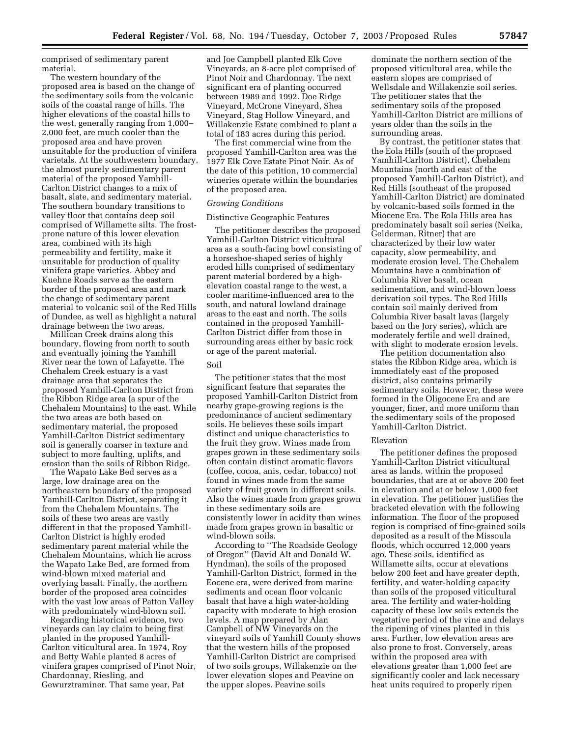comprised of sedimentary parent material.

The western boundary of the proposed area is based on the change of the sedimentary soils from the volcanic soils of the coastal range of hills. The higher elevations of the coastal hills to the west, generally ranging from 1,000–2,000 feet, are much cooler than the proposed area and have proven unsuitable for the production of vinifera varietals. At the southwestern boundary, the almost purely sedimentary parent material of the proposed Yamhill-Carlton District changes to a mix of basalt, slate, and sedimentary material. The southern boundary transitions to valley floor that contains deep soil comprised of Willamette silts. The frost-prone nature of this lower elevation area, combined with its high permeability and fertility, make it unsuitable for production of quality vinifera grape varieties. Abbey and Kuehne Roads serve as the eastern border of the proposed area and mark the change of sedimentary parent material to volcanic soil of the Red Hills of Dundee, as well as highlight a natural drainage between the two areas.

Millican Creek drains along this boundary, flowing from north to south and eventually joining the Yamhill River near the town of Lafayette. The Chehalem Creek estuary is a vast drainage area that separates the proposed Yamhill-Carlton District from the Ribbon Ridge area (a spur of the Chehalem Mountains) to the east. While the two areas are both based on sedimentary material, the proposed Yamhill-Carlton District sedimentary soil is generally coarser in texture and subject to more faulting, uplifts, and erosion than the soils of Ribbon Ridge.

The Wapato Lake Bed serves as a large, low drainage area on the northeastern boundary of the proposed Yamhill-Carlton District, separating it from the Chehalem Mountains. The soils of these two areas are vastly different in that the proposed Yamhill-Carlton District is highly eroded sedimentary parent material while the Chehalem Mountains, which lie across the Wapato Lake Bed, are formed from wind-blown mixed material and overlying basalt. Finally, the northern border of the proposed area coincides with the vast low areas of Patton Valley with predominately wind-blown soil.

Regarding historical evidence, two vineyards can lay claim to being first planted in the proposed Yamhill-Carlton viticultural area. In 1974, Roy and Betty Wahle planted 8 acres of vinifera grapes comprised of Pinot Noir, Chardonnay, Riesling, and Gewurztraminer. That same year, Pat and Joe Campbell planted Elk Cove Vineyards, an 8-acre plot comprised of Pinot Noir and Chardonnay. The next significant era of planting occurred between 1989 and 1992. Doe Ridge Vineyard, McCrone Vineyard, Shea Vineyard, Stag Hollow Vineyard, and Willakenzie Estate combined to plant a total of 183 acres during this period.

The first commercial wine from the proposed Yamhill-Carlton area was the 1977 Elk Cove Estate Pinot Noir. As of the date of this petition, 10 commercial wineries operate within the boundaries of the proposed area.

*Growing Conditions*

Distinctive Geographic Features

The petitioner describes the proposed Yamhill-Carlton District viticultural area as a south-facing bowl consisting of a horseshoe-shaped series of highly eroded hills comprised of sedimentary parent material bordered by a high-elevation coastal range to the west, a cooler maritime-influenced area to the south, and natural lowland drainage areas to the east and north. The soils contained in the proposed Yamhill-Carlton District differ from those in surrounding areas either by basic rock or age of the parent material.

Soil

The petitioner states that the most significant feature that separates the proposed Yamhill-Carlton District from nearby grape-growing regions is the predominance of ancient sedimentary soils. He believes these soils impart distinct and unique characteristics to the fruit they grow. Wines made from grapes grown in these sedimentary soils often contain distinct aromatic flavors (coffee, cocoa, anis, cedar, tobacco) not found in wines made from the same variety of fruit grown in different soils. Also the wines made from grapes grown in these sedimentary soils are consistently lower in acidity than wines made from grapes grown in basaltic or wind-blown soils.

According to ''The Roadside Geology of Oregon'' (David Alt and Donald W. Hyndman), the soils of the proposed Yamhill-Carlton District, formed in the Eocene era, were derived from marine sediments and ocean floor volcanic basalt that have a high water-holding capacity with moderate to high erosion levels. A map prepared by Alan Campbell of NW Vineyards on the vineyard soils of Yamhill County shows that the western hills of the proposed Yamhill-Carlton District are comprised of two soils groups, Willakenzie on the lower elevation slopes and Peavine on the upper slopes. Peavine soils dominate the northern section of the proposed viticultural area, while the eastern slopes are comprised of Wellsdale and Willakenzie soil series. The petitioner states that the sedimentary soils of the proposed Yamhill-Carlton District are millions of years older than the soils in the surrounding areas.

By contrast, the petitioner states that the Eola Hills (south of the proposed Yamhill-Carlton District), Chehalem Mountains (north and east of the proposed Yamhill-Carlton District), and Red Hills (southeast of the proposed Yamhill-Carlton District) are dominated by volcanic-based soils formed in the Miocene Era. The Eola Hills area has predominately basalt soil series (Neika, Gelderman, Ritner) that are characterized by their low water capacity, slow permeability, and moderate erosion level. The Chehalem Mountains have a combination of Columbia River basalt, ocean sedimentation, and wind-blown loess derivation soil types. The Red Hills contain soil mainly derived from Columbia River basalt lavas (largely based on the Jory series), which are moderately fertile and well drained, with slight to moderate erosion levels.

The petition documentation also states the Ribbon Ridge area, which is immediately east of the proposed district, also contains primarily sedimentary soils. However, these were formed in the Oligocene Era and are younger, finer, and more uniform than the sedimentary soils of the proposed Yamhill-Carlton District.

Elevation

The petitioner defines the proposed Yamhill-Carlton District viticultural area as lands, within the proposed boundaries, that are at or above 200 feet in elevation and at or below 1,000 feet in elevation. The petitioner justifies the bracketed elevation with the following information. The floor of the proposed region is comprised of fine-grained soils deposited as a result of the Missoula floods, which occurred 12,000 years ago. These soils, identified as Willamette silts, occur at elevations below 200 feet and have greater depth, fertility, and water-holding capacity than soils of the proposed viticultural area. The fertility and water-holding capacity of these low soils extends the vegetative period of the vine and delays the ripening of vines planted in this area. Further, low elevation areas are also prone to frost. Conversely, areas within the proposed area with elevations greater than 1,000 feet are significantly cooler and lack necessary heat units required to properly ripen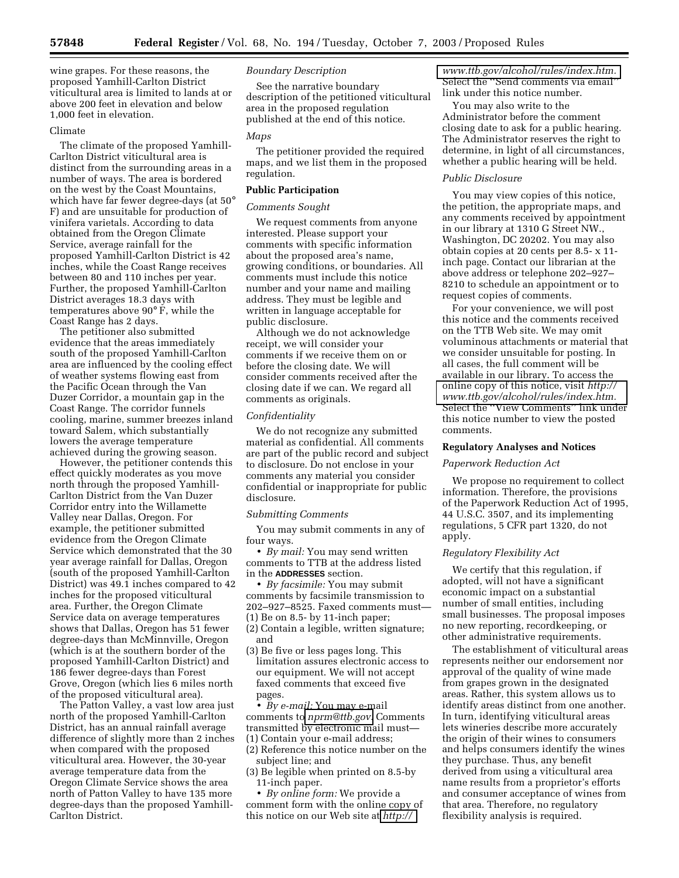wine grapes. For these reasons, the proposed Yamhill-Carlton District viticultural area is limited to lands at or above 200 feet in elevation and below 1,000 feet in elevation.

### Climate

The climate of the proposed Yamhill-Carlton District viticultural area is distinct from the surrounding areas in a number of ways. The area is bordered on the west by the Coast Mountains, which have far fewer degree-days (at 50° F) and are unsuitable for production of vinifera varietals. According to data obtained from the Oregon Climate Service, average rainfall for the proposed Yamhill-Carlton District is 42 inches, while the Coast Range receives between 80 and 110 inches per year. Further, the proposed Yamhill-Carlton District averages 18.3 days with temperatures above 90° F, while the Coast Range has 2 days.

The petitioner also submitted evidence that the areas immediately south of the proposed Yamhill-Carlton area are influenced by the cooling effect of weather systems flowing east from the Pacific Ocean through the Van Duzer Corridor, a mountain gap in the Coast Range. The corridor funnels cooling, marine, summer breezes inland toward Salem, which substantially lowers the average temperature achieved during the growing season.

However, the petitioner contends this effect quickly moderates as you move north through the proposed Yamhill-Carlton District from the Van Duzer Corridor entry into the Willamette Valley near Dallas, Oregon. For example, the petitioner submitted evidence from the Oregon Climate Service which demonstrated that the 30 year average rainfall for Dallas, Oregon (south of the proposed Yamhill-Carlton District) was 49.1 inches compared to 42 inches for the proposed viticultural area. Further, the Oregon Climate Service data on average temperatures shows that Dallas, Oregon has 51 fewer degree-days than McMinnville, Oregon (which is at the southern border of the proposed Yamhill-Carlton District) and 186 fewer degree-days than Forest Grove, Oregon (which lies 6 miles north of the proposed viticultural area).

The Patton Valley, a vast low area just north of the proposed Yamhill-Carlton District, has an annual rainfall average difference of slightly more than 2 inches when compared with the proposed viticultural area. However, the 30-year average temperature data from the Oregon Climate Service shows the area north of Patton Valley to have 135 more degree-days than the proposed Yamhill-Carlton District.

*Boundary Description*

See the narrative boundary description of the petitioned viticultural area in the proposed regulation published at the end of this notice.

*Maps*

The petitioner provided the required maps, and we list them in the proposed regulation.

## Public Participation

*Comments Sought*

We request comments from anyone interested. Please support your comments with specific information about the proposed area's name, growing conditions, or boundaries. All comments must include this notice number and your name and mailing address. They must be legible and written in language acceptable for public disclosure.

Although we do not acknowledge receipt, we will consider your comments if we receive them on or before the closing date. We will consider comments received after the closing date if we can. We regard all comments as originals.

*Confidentiality*

We do not recognize any submitted material as confidential. All comments are part of the public record and subject to disclosure. Do not enclose in your comments any material you consider confidential or inappropriate for public disclosure.

*Submitting Comments*

You may submit comments in any of four ways.

• *By mail:* You may send written comments to TTB at the address listed in the **ADDRESSES** section.

• *By facsimile:* You may submit comments by facsimile transmission to 202–927–8525. Faxed comments must—
(1) Be on 8.5- by 11-inch paper;
(2) Contain a legible, written signature; and
(3) Be five or less pages long. This limitation assures electronic access to our equipment. We will not accept faxed comments that exceed five pages.

• *By e-mail:* You may e-mail comments to nprm@ttb.gov. Comments transmitted by electronic mail must—
(1) Contain your e-mail address;
(2) Reference this notice number on the subject line; and
(3) Be legible when printed on 8.5-by 11-inch paper.

• *By online form:* We provide a comment form with the online copy of this notice on our Web site at *http://www.ttb.gov/alcohol/rules/index.htm.* Select the "Send comments via email" link under this notice number.

You may also write to the Administrator before the comment closing date to ask for a public hearing. The Administrator reserves the right to determine, in light of all circumstances, whether a public hearing will be held.

*Public Disclosure*

You may view copies of this notice, the petition, the appropriate maps, and any comments received by appointment in our library at 1310 G Street NW., Washington, DC 20202. You may also obtain copies at 20 cents per 8.5- x 11-inch page. Contact our librarian at the above address or telephone 202–927–8210 to schedule an appointment or to request copies of comments.

For your convenience, we will post this notice and the comments received on the TTB Web site. We may omit voluminous attachments or material that we consider unsuitable for posting. In all cases, the full comment will be available in our library. To access the online copy of this notice, visit *http://www.ttb.gov/alcohol/rules/index.htm.* Select the "View Comments" link under this notice number to view the posted comments.

## Regulatory Analyses and Notices

*Paperwork Reduction Act*

We propose no requirement to collect information. Therefore, the provisions of the Paperwork Reduction Act of 1995, 44 U.S.C. 3507, and its implementing regulations, 5 CFR part 1320, do not apply.

*Regulatory Flexibility Act*

We certify that this regulation, if adopted, will not have a significant economic impact on a substantial number of small entities, including small businesses. The proposal imposes no new reporting, recordkeeping, or other administrative requirements.

The establishment of viticultural areas represents neither our endorsement nor approval of the quality of wine made from grapes grown in the designated areas. Rather, this system allows us to identify areas distinct from one another. In turn, identifying viticultural areas lets wineries describe more accurately the origin of their wines to consumers and helps consumers identify the wines they purchase. Thus, any benefit derived from using a viticultural area name results from a proprietor's efforts and consumer acceptance of wines from that area. Therefore, no regulatory flexibility analysis is required.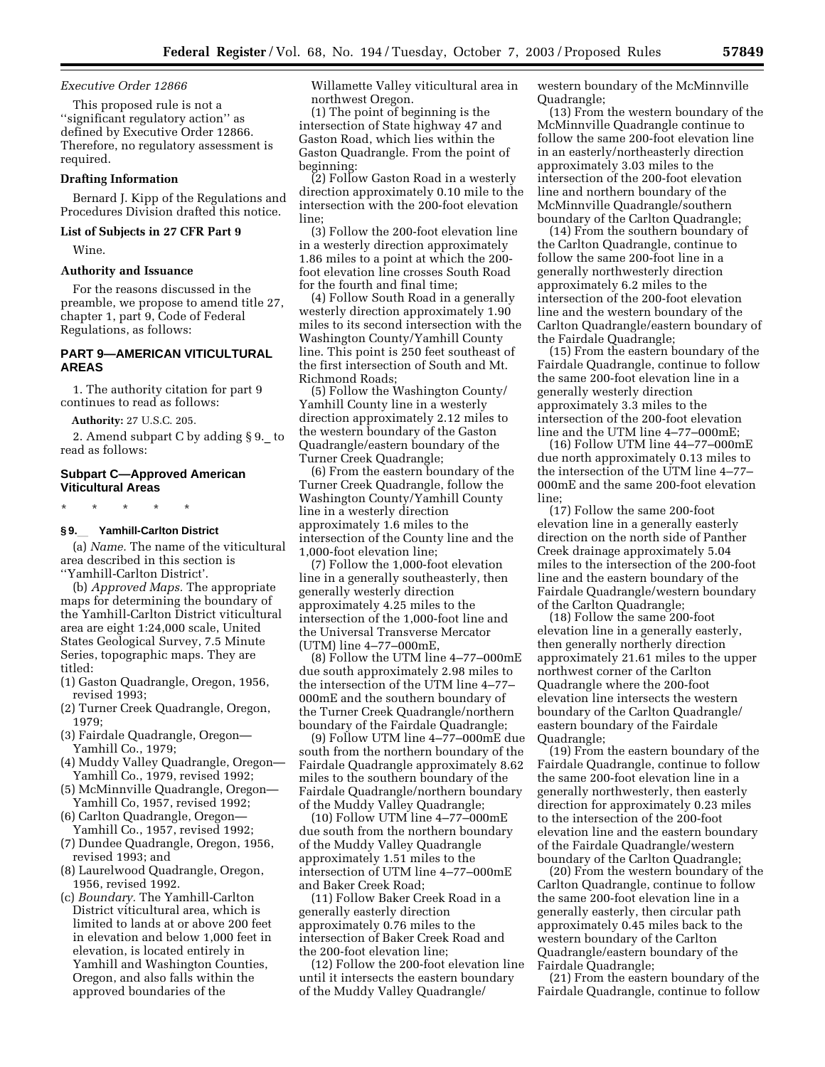*Executive Order 12866*

This proposed rule is not a ''significant regulatory action'' as defined by Executive Order 12866. Therefore, no regulatory assessment is required.

**Drafting Information**

Bernard J. Kipp of the Regulations and Procedures Division drafted this notice.

**List of Subjects in 27 CFR Part 9**

Wine.

**Authority and Issuance**

For the reasons discussed in the preamble, we propose to amend title 27, chapter 1, part 9, Code of Federal Regulations, as follows:

## PART 9—AMERICAN VITICULTURAL AREAS

1. The authority citation for part 9 continues to read as follows:

**Authority:** 27 U.S.C. 205.

2. Amend subpart C by adding § 9._ to read as follows:

## Subpart C—Approved American Viticultural Areas

\* \* \* \* \*

**§ 9.__ Yamhill-Carlton District**

(a) *Name.* The name of the viticultural area described in this section is ''Yamhill-Carlton District'.

(b) *Approved Maps.* The appropriate maps for determining the boundary of the Yamhill-Carlton District viticultural area are eight 1:24,000 scale, United States Geological Survey, 7.5 Minute Series, topographic maps. They are titled:

(1) Gaston Quadrangle, Oregon, 1956, revised 1993;
(2) Turner Creek Quadrangle, Oregon, 1979;
(3) Fairdale Quadrangle, Oregon—Yamhill Co., 1979;
(4) Muddy Valley Quadrangle, Oregon—Yamhill Co., 1979, revised 1992;
(5) McMinnville Quadrangle, Oregon—Yamhill Co, 1957, revised 1992;
(6) Carlton Quadrangle, Oregon—Yamhill Co., 1957, revised 1992;
(7) Dundee Quadrangle, Oregon, 1956, revised 1993; and
(8) Laurelwood Quadrangle, Oregon, 1956, revised 1992.

(c) *Boundary.* The Yamhill-Carlton District viticultural area, which is limited to lands at or above 200 feet in elevation and below 1,000 feet in elevation, is located entirely in Yamhill and Washington Counties, Oregon, and also falls within the approved boundaries of the Willamette Valley viticultural area in northwest Oregon.

(1) The point of beginning is the intersection of State highway 47 and Gaston Road, which lies within the Gaston Quadrangle. From the point of beginning:

(2) Follow Gaston Road in a westerly direction approximately 0.10 mile to the intersection with the 200-foot elevation line;

(3) Follow the 200-foot elevation line in a westerly direction approximately 1.86 miles to a point at which the 200-foot elevation line crosses South Road for the fourth and final time;

(4) Follow South Road in a generally westerly direction approximately 1.90 miles to its second intersection with the Washington County/Yamhill County line. This point is 250 feet southeast of the first intersection of South and Mt. Richmond Roads;

(5) Follow the Washington County/Yamhill County line in a westerly direction approximately 2.12 miles to the western boundary of the Gaston Quadrangle/eastern boundary of the Turner Creek Quadrangle;

(6) From the eastern boundary of the Turner Creek Quadrangle, follow the Washington County/Yamhill County line in a westerly direction approximately 1.6 miles to the intersection of the County line and the 1,000-foot elevation line;

(7) Follow the 1,000-foot elevation line in a generally southeasterly, then generally westerly direction approximately 4.25 miles to the intersection of the 1,000-foot line and the Universal Transverse Mercator (UTM) line 4–77–000mE,

(8) Follow the UTM line 4–77–000mE due south approximately 2.98 miles to the intersection of the UTM line 4–77–000mE and the southern boundary of the Turner Creek Quadrangle/northern boundary of the Fairdale Quadrangle;

(9) Follow UTM line 4–77–000mE due south from the northern boundary of the Fairdale Quadrangle approximately 8.62 miles to the southern boundary of the Fairdale Quadrangle/northern boundary of the Muddy Valley Quadrangle;

(10) Follow UTM line 4–77–000mE due south from the northern boundary of the Muddy Valley Quadrangle approximately 1.51 miles to the intersection of UTM line 4–77–000mE and Baker Creek Road;

(11) Follow Baker Creek Road in a generally easterly direction approximately 0.76 miles to the intersection of Baker Creek Road and the 200-foot elevation line;

(12) Follow the 200-foot elevation line until it intersects the eastern boundary of the Muddy Valley Quadrangle/western boundary of the McMinnville Quadrangle;

(13) From the western boundary of the McMinnville Quadrangle continue to follow the same 200-foot elevation line in an easterly/northeasterly direction approximately 3.03 miles to the intersection of the 200-foot elevation line and northern boundary of the McMinnville Quadrangle/southern boundary of the Carlton Quadrangle;

(14) From the southern boundary of the Carlton Quadrangle, continue to follow the same 200-foot line in a generally northwesterly direction approximately 6.2 miles to the intersection of the 200-foot elevation line and the western boundary of the Carlton Quadrangle/eastern boundary of the Fairdale Quadrangle;

(15) From the eastern boundary of the Fairdale Quadrangle, continue to follow the same 200-foot elevation line in a generally westerly direction approximately 3.3 miles to the intersection of the 200-foot elevation line and the UTM line 4–77–000mE;

(16) Follow UTM line 44–77–000mE due north approximately 0.13 miles to the intersection of the UTM line 4–77–000mE and the same 200-foot elevation line;

(17) Follow the same 200-foot elevation line in a generally easterly direction on the north side of Panther Creek drainage approximately 5.04 miles to the intersection of the 200-foot line and the eastern boundary of the Fairdale Quadrangle/western boundary of the Carlton Quadrangle;

(18) Follow the same 200-foot elevation line in a generally easterly, then generally northerly direction approximately 21.61 miles to the upper northwest corner of the Carlton Quadrangle where the 200-foot elevation line intersects the western boundary of the Carlton Quadrangle/eastern boundary of the Fairdale Quadrangle;

(19) From the eastern boundary of the Fairdale Quadrangle, continue to follow the same 200-foot elevation line in a generally northwesterly, then easterly direction for approximately 0.23 miles to the intersection of the 200-foot elevation line and the eastern boundary of the Fairdale Quadrangle/western boundary of the Carlton Quadrangle;

(20) From the western boundary of the Carlton Quadrangle, continue to follow the same 200-foot elevation line in a generally easterly, then circular path approximately 0.45 miles back to the western boundary of the Carlton Quadrangle/eastern boundary of the Fairdale Quadrangle;

(21) From the eastern boundary of the Fairdale Quadrangle, continue to follow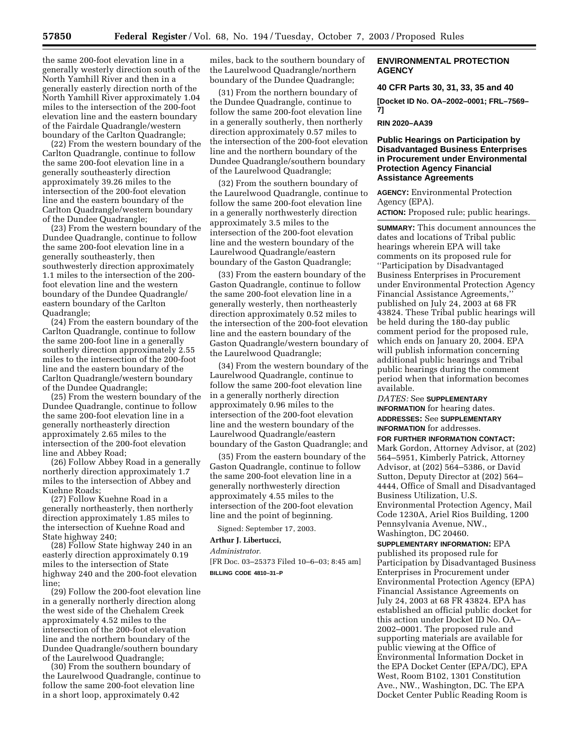the same 200-foot elevation line in a generally westerly direction south of the North Yamhill River and then in a generally easterly direction north of the North Yamhill River approximately 1.04 miles to the intersection of the 200-foot elevation line and the eastern boundary of the Fairdale Quadrangle/western boundary of the Carlton Quadrangle;

(22) From the western boundary of the Carlton Quadrangle, continue to follow the same 200-foot elevation line in a generally southeasterly direction approximately 39.26 miles to the intersection of the 200-foot elevation line and the eastern boundary of the Carlton Quadrangle/western boundary of the Dundee Quadrangle;

(23) From the western boundary of the Dundee Quadrangle, continue to follow the same 200-foot elevation line in a generally southeasterly, then southwesterly direction approximately 1.1 miles to the intersection of the 200-foot elevation line and the western boundary of the Dundee Quadrangle/eastern boundary of the Carlton Quadrangle;

(24) From the eastern boundary of the Carlton Quadrangle, continue to follow the same 200-foot line in a generally southerly direction approximately 2.55 miles to the intersection of the 200-foot line and the eastern boundary of the Carlton Quadrangle/western boundary of the Dundee Quadrangle;

(25) From the western boundary of the Dundee Quadrangle, continue to follow the same 200-foot elevation line in a generally northeasterly direction approximately 2.65 miles to the intersection of the 200-foot elevation line and Abbey Road;

(26) Follow Abbey Road in a generally northerly direction approximately 1.7 miles to the intersection of Abbey and Kuehne Roads;

(27) Follow Kuehne Road in a generally northeasterly, then northerly direction approximately 1.85 miles to the intersection of Kuehne Road and State highway 240;

(28) Follow State highway 240 in an easterly direction approximately 0.19 miles to the intersection of State highway 240 and the 200-foot elevation line;

(29) Follow the 200-foot elevation line in a generally northerly direction along the west side of the Chehalem Creek approximately 4.52 miles to the intersection of the 200-foot elevation line and the northern boundary of the Dundee Quadrangle/southern boundary of the Laurelwood Quadrangle;

(30) From the southern boundary of the Laurelwood Quadrangle, continue to follow the same 200-foot elevation line in a short loop, approximately 0.42 miles, back to the southern boundary of the Laurelwood Quadrangle/northern boundary of the Dundee Quadrangle;

(31) From the northern boundary of the Dundee Quadrangle, continue to follow the same 200-foot elevation line in a generally southerly, then northerly direction approximately 0.57 miles to the intersection of the 200-foot elevation line and the northern boundary of the Dundee Quadrangle/southern boundary of the Laurelwood Quadrangle;

(32) From the southern boundary of the Laurelwood Quadrangle, continue to follow the same 200-foot elevation line in a generally northwesterly direction approximately 3.5 miles to the intersection of the 200-foot elevation line and the western boundary of the Laurelwood Quadrangle/eastern boundary of the Gaston Quadrangle;

(33) From the eastern boundary of the Gaston Quadrangle, continue to follow the same 200-foot elevation line in a generally westerly, then northeasterly direction approximately 0.52 miles to the intersection of the 200-foot elevation line and the eastern boundary of the Gaston Quadrangle/western boundary of the Laurelwood Quadrangle;

(34) From the western boundary of the Laurelwood Quadrangle, continue to follow the same 200-foot elevation line in a generally northerly direction approximately 0.96 miles to the intersection of the 200-foot elevation line and the western boundary of the Laurelwood Quadrangle/eastern boundary of the Gaston Quadrangle; and

(35) From the eastern boundary of the Gaston Quadrangle, continue to follow the same 200-foot elevation line in a generally northwesterly direction approximately 4.55 miles to the intersection of the 200-foot elevation line and the point of beginning.

Signed: September 17, 2003.

**Arthur J. Libertucci,**

*Administrator.*

[FR Doc. 03–25373 Filed 10–6–03; 8:45 am]

**BILLING CODE 4810–31–P**

## ENVIRONMENTAL PROTECTION AGENCY

### 40 CFR Parts 30, 31, 33, 35 and 40

**[Docket ID No. OA–2002–0001; FRL–7569–7]**

**RIN 2020–AA39**

### Public Hearings on Participation by Disadvantaged Business Enterprises in Procurement under Environmental Protection Agency Financial Assistance Agreements

**AGENCY:** Environmental Protection Agency (EPA).

**ACTION:** Proposed rule; public hearings.

**SUMMARY:** This document announces the dates and locations of Tribal public hearings wherein EPA will take comments on its proposed rule for ''Participation by Disadvantaged Business Enterprises in Procurement under Environmental Protection Agency Financial Assistance Agreements,'' published on July 24, 2003 at 68 FR 43824. These Tribal public hearings will be held during the 180-day public comment period for the proposed rule, which ends on January 20, 2004. EPA will publish information concerning additional public hearings and Tribal public hearings during the comment period when that information becomes available.

*DATES:* See **SUPPLEMENTARY INFORMATION** for hearing dates.

**ADDRESSES:** See **SUPPLEMENTARY INFORMATION** for addresses.

**FOR FURTHER INFORMATION CONTACT:** Mark Gordon, Attorney Advisor, at (202) 564–5951, Kimberly Patrick, Attorney Advisor, at (202) 564–5386, or David Sutton, Deputy Director at (202) 564–4444, Office of Small and Disadvantaged Business Utilization, U.S. Environmental Protection Agency, Mail Code 1230A, Ariel Rios Building, 1200 Pennsylvania Avenue, NW., Washington, DC 20460.

**SUPPLEMENTARY INFORMATION:** EPA published its proposed rule for Participation by Disadvantaged Business Enterprises in Procurement under Environmental Protection Agency (EPA) Financial Assistance Agreements on July 24, 2003 at 68 FR 43824. EPA has established an official public docket for this action under Docket ID No. OA–2002–0001. The proposed rule and supporting materials are available for public viewing at the Office of Environmental Information Docket in the EPA Docket Center (EPA/DC), EPA West, Room B102, 1301 Constitution Ave., NW., Washington, DC. The EPA Docket Center Public Reading Room is